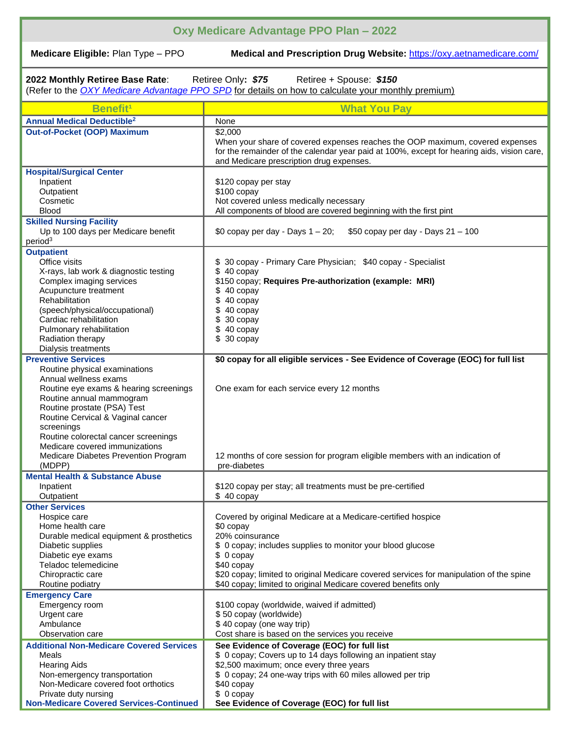# Oxy Medicare Advantage PPO Plan – 2022

**Medicare Eligible:** Plan Type – PPO **Medical and Prescription Drug Website:** https://oxy.aetnamedicare.com/

**2022 Monthly Retiree Base Rate**: Retiree Only**:** ***$75*** Retiree + Spouse: ***$150***
(Refer to the *OXY Medicare Advantage PPO SPD* for details on how to calculate your monthly premium)

| Benefit[1] | What You Pay |
|---|---|
| **Annual Medical Deductible[2]** | None |
| **Out-of-Pocket (OOP) Maximum** | $2,000<br>When your share of covered expenses reaches the OOP maximum, covered expenses for the remainder of the calendar year paid at 100%, except for hearing aids, vision care, and Medicare prescription drug expenses. |
| **Hospital/Surgical Center** | |
| Inpatient | $120 copay per stay |
| Outpatient | $100 copay |
| Cosmetic | Not covered unless medically necessary |
| Blood | All components of blood are covered beginning with the first pint |
| **Skilled Nursing Facility** | |
| Up to 100 days per Medicare benefit period[3] | $0 copay per day - Days 1 – 20; $50 copay per day - Days 21 – 100 |
| **Outpatient** | |
| Office visits | $ 30 copay - Primary Care Physician; $40 copay - Specialist |
| X-rays, lab work & diagnostic testing | $ 40 copay |
| Complex imaging services | $150 copay; **Requires Pre-authorization (example: MRI)** |
| Acupuncture treatment | $ 40 copay |
| Rehabilitation (speech/physical/occupational) | $ 40 copay |
| Cardiac rehabilitation | $ 40 copay |
| Pulmonary rehabilitation | $ 30 copay |
| Radiation therapy | $ 40 copay |
| Dialysis treatments | $ 30 copay |
| **Preventive Services** | **$0 copay for all eligible services - See Evidence of Coverage (EOC) for full list** |
| Routine physical examinations | |
| Annual wellness exams | |
| Routine eye exams & hearing screenings | One exam for each service every 12 months |
| Routine annual mammogram | |
| Routine prostate (PSA) Test | |
| Routine Cervical & Vaginal cancer screenings | |
| Routine colorectal cancer screenings | |
| Medicare covered immunizations | |
| Medicare Diabetes Prevention Program (MDPP) | 12 months of core session for program eligible members with an indication of pre-diabetes |
| **Mental Health & Substance Abuse** | |
| Inpatient | $120 copay per stay; all treatments must be pre-certified |
| Outpatient | $ 40 copay |
| **Other Services** | |
| Hospice care | Covered by original Medicare at a Medicare-certified hospice |
| Home health care | $0 copay |
| Durable medical equipment & prosthetics | 20% coinsurance |
| Diabetic supplies | $ 0 copay; includes supplies to monitor your blood glucose |
| Diabetic eye exams | $ 0 copay |
| Teladoc telemedicine | $40 copay |
| Chiropractic care | $20 copay; limited to original Medicare covered services for manipulation of the spine |
| Routine podiatry | $40 copay; limited to original Medicare covered benefits only |
| **Emergency Care** | |
| Emergency room | $100 copay (worldwide, waived if admitted) |
| Urgent care | $ 50 copay (worldwide) |
| Ambulance | $ 40 copay (one way trip) |
| Observation care | Cost share is based on the services you receive |
| **Additional Non-Medicare Covered Services** | **See Evidence of Coverage (EOC) for full list** |
| Meals | $ 0 copay; Covers up to 14 days following an inpatient stay |
| Hearing Aids | $2,500 maximum; once every three years |
| Non-emergency transportation | $ 0 copay; 24 one-way trips with 60 miles allowed per trip |
| Non-Medicare covered foot orthotics | $40 copay |
| Private duty nursing | $ 0 copay |
| **Non-Medicare Covered Services-Continued** | **See Evidence of Coverage (EOC) for full list** |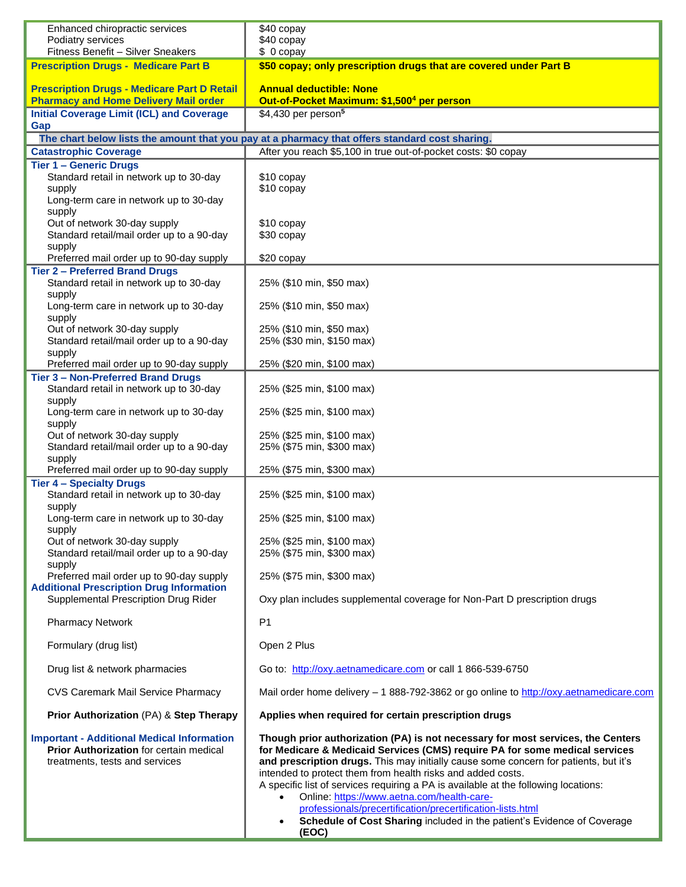| | |
|---|---|
| Enhanced chiropractic services | $40 copay |
| Podiatry services | $40 copay |
| Fitness Benefit – Silver Sneakers | $ 0 copay |
| **Prescription Drugs - Medicare Part B** | **$50 copay; only prescription drugs that are covered under Part B** |
| **Prescription Drugs - Medicare Part D Retail Pharmacy and Home Delivery Mail order** | **Annual deductible: None**<br>**Out-of-Pocket Maximum: $1,500[4] per person** |
| **Initial Coverage Limit (ICL) and Coverage Gap** | $4,430 per person[5] |
| **The chart below lists the amount that you pay at a pharmacy that offers standard cost sharing.** | |
| **Catastrophic Coverage** | After you reach $5,100 in true out-of-pocket costs: $0 copay |
| **Tier 1 – Generic Drugs** | |
| Standard retail in network up to 30-day supply | $10 copay |
| Long-term care in network up to 30-day supply | $10 copay |
| Out of network 30-day supply | $10 copay |
| Standard retail/mail order up to a 90-day supply | $30 copay |
| Preferred mail order up to 90-day supply | $20 copay |
| **Tier 2 – Preferred Brand Drugs** | |
| Standard retail in network up to 30-day supply | 25% ($10 min, $50 max) |
| Long-term care in network up to 30-day supply | 25% ($10 min, $50 max) |
| Out of network 30-day supply | 25% ($10 min, $50 max) |
| Standard retail/mail order up to a 90-day supply | 25% ($30 min, $150 max) |
| Preferred mail order up to 90-day supply | 25% ($20 min, $100 max) |
| **Tier 3 – Non-Preferred Brand Drugs** | |
| Standard retail in network up to 30-day supply | 25% ($25 min, $100 max) |
| Long-term care in network up to 30-day supply | 25% ($25 min, $100 max) |
| Out of network 30-day supply | 25% ($25 min, $100 max) |
| Standard retail/mail order up to a 90-day supply | 25% ($75 min, $300 max) |
| Preferred mail order up to 90-day supply | 25% ($75 min, $300 max) |
| **Tier 4 – Specialty Drugs** | |
| Standard retail in network up to 30-day supply | 25% ($25 min, $100 max) |
| Long-term care in network up to 30-day supply | 25% ($25 min, $100 max) |
| Out of network 30-day supply | 25% ($25 min, $100 max) |
| Standard retail/mail order up to a 90-day supply | 25% ($75 min, $300 max) |
| Preferred mail order up to 90-day supply | 25% ($75 min, $300 max) |
| **Additional Prescription Drug Information** | |
| Supplemental Prescription Drug Rider | Oxy plan includes supplemental coverage for Non-Part D prescription drugs |
| Pharmacy Network | P1 |
| Formulary (drug list) | Open 2 Plus |
| Drug list & network pharmacies | Go to: http://oxy.aetnamedicare.com or call 1 866-539-6750 |
| CVS Caremark Mail Service Pharmacy | Mail order home delivery – 1 888-792-3862 or go online to http://oxy.aetnamedicare.com |
| **Prior Authorization** (PA) & **Step Therapy** | **Applies when required for certain prescription drugs** |
| **Important - Additional Medical Information**<br>**Prior Authorization** for certain medical treatments, tests and services | **Though prior authorization (PA) is not necessary for most services, the Centers for Medicare & Medicaid Services (CMS) require PA for some medical services and prescription drugs.** This may initially cause some concern for patients, but it's intended to protect them from health risks and added costs.<br>A specific list of services requiring a PA is available at the following locations:<br>• Online: https://www.aetna.com/health-care-professionals/precertification/precertification-lists.html<br>• **Schedule of Cost Sharing** included in the patient's Evidence of Coverage **(EOC)** |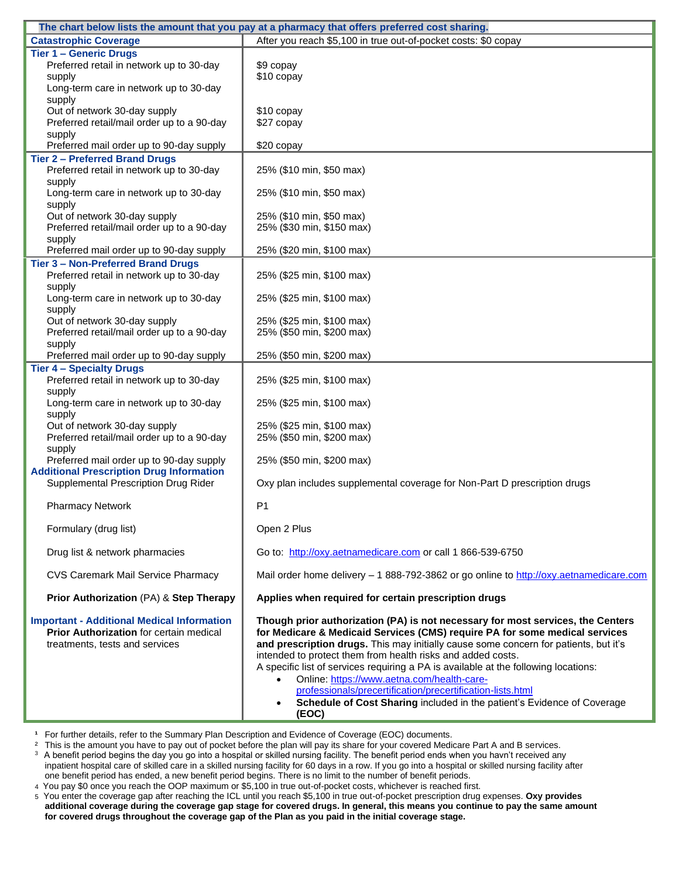| The chart below lists the amount that you pay at a pharmacy that offers preferred cost sharing. | |
|---|---|
| **Catastrophic Coverage** | After you reach $5,100 in true out-of-pocket costs: $0 copay |
| **Tier 1 – Generic Drugs** | |
| Preferred retail in network up to 30-day supply | $9 copay |
| Long-term care in network up to 30-day supply | $10 copay |
| Out of network 30-day supply | $10 copay |
| Preferred retail/mail order up to a 90-day supply | $27 copay |
| Preferred mail order up to 90-day supply | $20 copay |
| **Tier 2 – Preferred Brand Drugs** | |
| Preferred retail in network up to 30-day supply | 25% ($10 min, $50 max) |
| Long-term care in network up to 30-day supply | 25% ($10 min, $50 max) |
| Out of network 30-day supply | 25% ($10 min, $50 max) |
| Preferred retail/mail order up to a 90-day supply | 25% ($30 min, $150 max) |
| Preferred mail order up to 90-day supply | 25% ($20 min, $100 max) |
| **Tier 3 – Non-Preferred Brand Drugs** | |
| Preferred retail in network up to 30-day supply | 25% ($25 min, $100 max) |
| Long-term care in network up to 30-day supply | 25% ($25 min, $100 max) |
| Out of network 30-day supply | 25% ($25 min, $100 max) |
| Preferred retail/mail order up to a 90-day supply | 25% ($50 min, $200 max) |
| Preferred mail order up to 90-day supply | 25% ($50 min, $200 max) |
| **Tier 4 – Specialty Drugs** | |
| Preferred retail in network up to 30-day supply | 25% ($25 min, $100 max) |
| Long-term care in network up to 30-day supply | 25% ($25 min, $100 max) |
| Out of network 30-day supply | 25% ($25 min, $100 max) |
| Preferred retail/mail order up to a 90-day supply | 25% ($50 min, $200 max) |
| Preferred mail order up to 90-day supply | 25% ($50 min, $200 max) |
| **Additional Prescription Drug Information** | |
| Supplemental Prescription Drug Rider | Oxy plan includes supplemental coverage for Non-Part D prescription drugs |
| Pharmacy Network | P1 |
| Formulary (drug list) | Open 2 Plus |
| Drug list & network pharmacies | Go to: http://oxy.aetnamedicare.com or call 1 866-539-6750 |
| CVS Caremark Mail Service Pharmacy | Mail order home delivery – 1 888-792-3862 or go online to http://oxy.aetnamedicare.com |
| **Prior Authorization** (PA) & **Step Therapy** | **Applies when required for certain prescription drugs** |
| **Important - Additional Medical Information** **Prior Authorization** for certain medical treatments, tests and services | **Though prior authorization (PA) is not necessary for most services, the Centers for Medicare & Medicaid Services (CMS) require PA for some medical services and prescription drugs.** This may initially cause some concern for patients, but it's intended to protect them from health risks and added costs. A specific list of services requiring a PA is available at the following locations: • Online: https://www.aetna.com/health-care-professionals/precertification/precertification-lists.html • **Schedule of Cost Sharing** included in the patient's Evidence of Coverage **(EOC)** |

[1] For further details, refer to the Summary Plan Description and Evidence of Coverage (EOC) documents.

[2] This is the amount you have to pay out of pocket before the plan will pay its share for your covered Medicare Part A and B services.

[3] A benefit period begins the day you go into a hospital or skilled nursing facility. The benefit period ends when you havn't received any inpatient hospital care of skilled care in a skilled nursing facility for 60 days in a row. If you go into a hospital or skilled nursing facility after one benefit period has ended, a new benefit period begins. There is no limit to the number of benefit periods.

[4] You pay $0 once you reach the OOP maximum or $5,100 in true out-of-pocket costs, whichever is reached first.

[5] You enter the coverage gap after reaching the ICL until you reach $5,100 in true out-of-pocket prescription drug expenses. **Oxy provides additional coverage during the coverage gap stage for covered drugs. In general, this means you continue to pay the same amount for covered drugs throughout the coverage gap of the Plan as you paid in the initial coverage stage.**